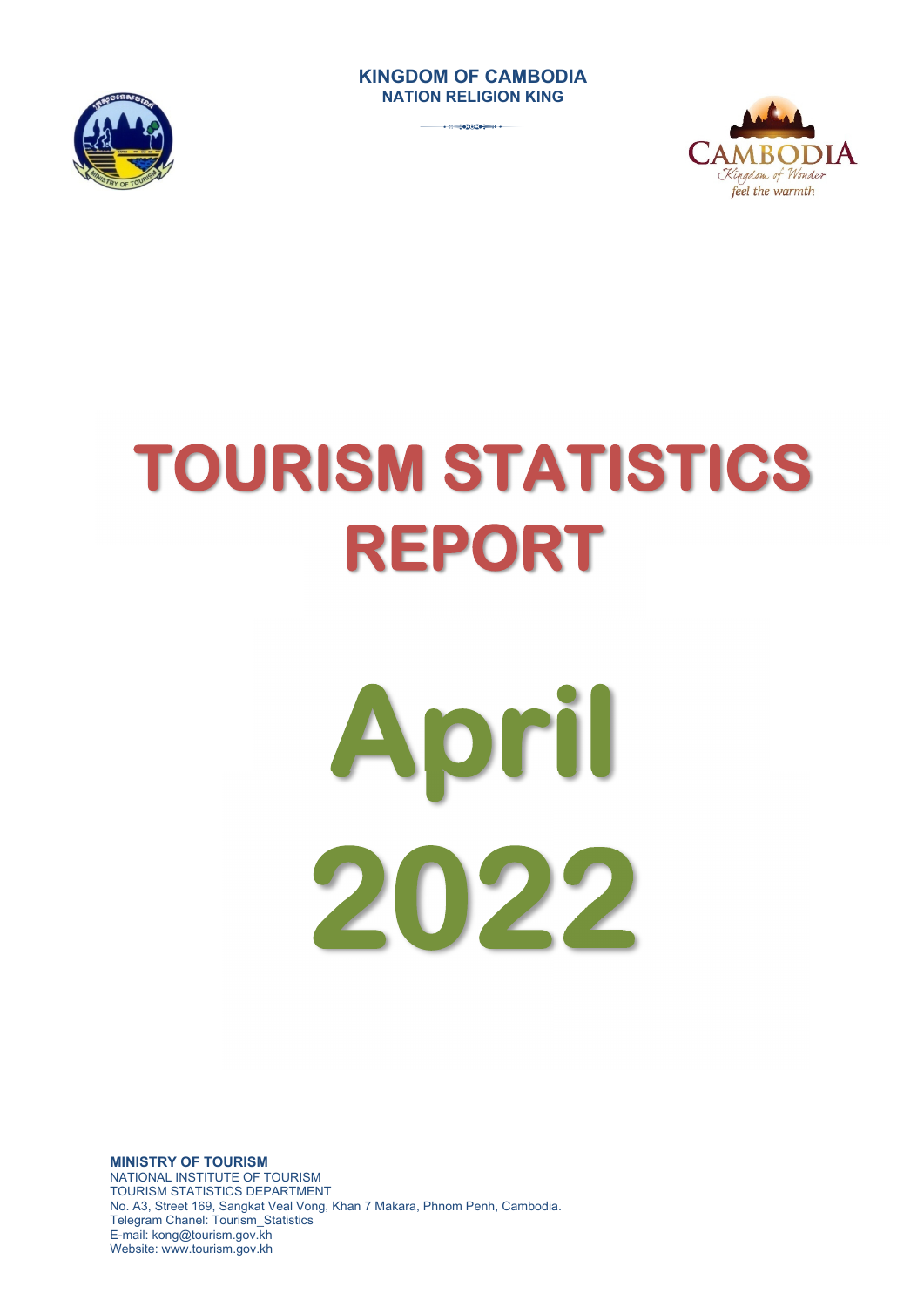**KINGDOM OF CAMBODIA**
**NATION RELIGION KING**

CAMBODIA
Kingdom of Wonder
feel the warmth

# TOURISM STATISTICS REPORT

# April 2022

**MINISTRY OF TOURISM**
NATIONAL INSTITUTE OF TOURISM
TOURISM STATISTICS DEPARTMENT
No. A3, Street 169, Sangkat Veal Vong, Khan 7 Makara, Phnom Penh, Cambodia.
Telegram Chanel: Tourism_Statistics
E-mail: kong@tourism.gov.kh
Website: www.tourism.gov.kh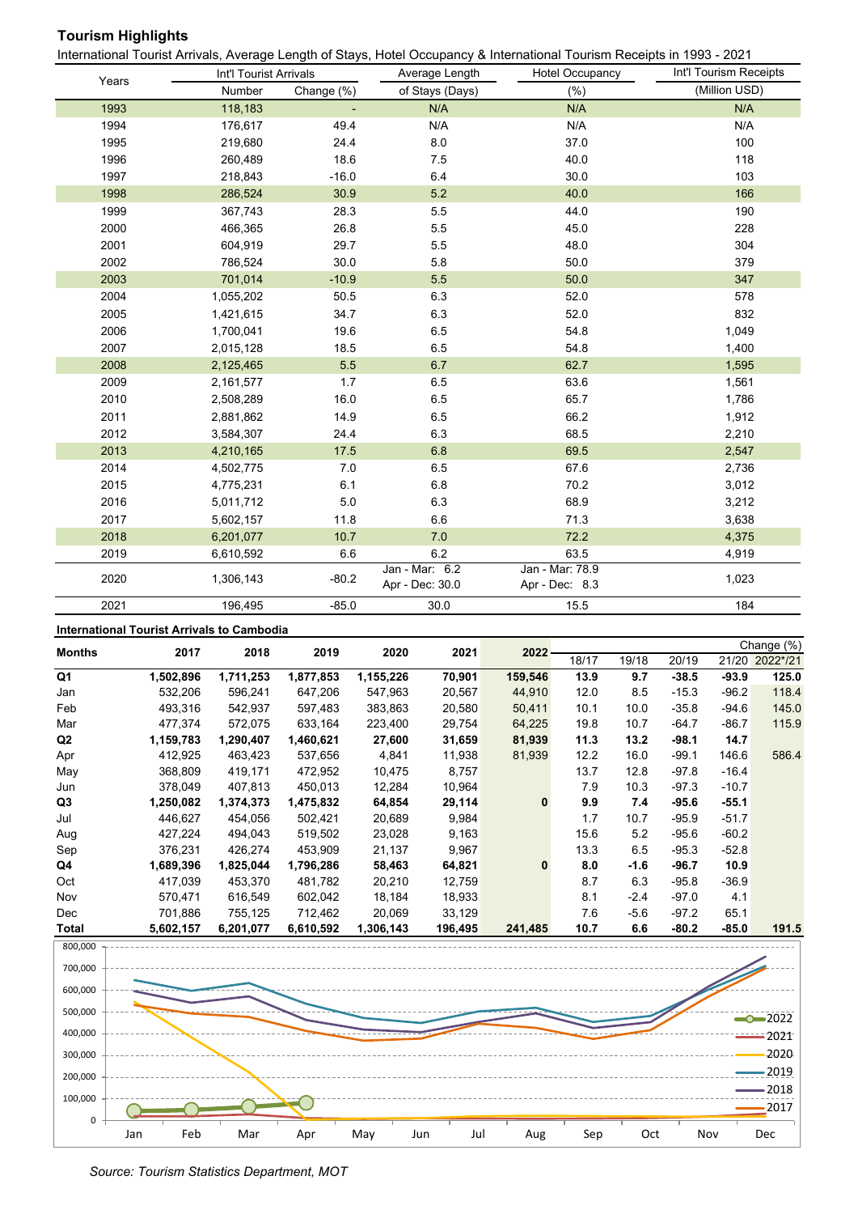**Tourism Highlights**

International Tourist Arrivals, Average Length of Stays, Hotel Occupancy & International Tourism Receipts in 1993 - 2021

| Years | Int'l Tourist Arrivals | | Average Length | Hotel Occupancy | Int'l Tourism Receipts |
|---|---|---|---|---|---|
| | Number | Change (%) | of Stays (Days) | (%) | (Million USD) |
| 1993 | 118,183 | - | N/A | N/A | N/A |
| 1994 | 176,617 | 49.4 | N/A | N/A | N/A |
| 1995 | 219,680 | 24.4 | 8.0 | 37.0 | 100 |
| 1996 | 260,489 | 18.6 | 7.5 | 40.0 | 118 |
| 1997 | 218,843 | -16.0 | 6.4 | 30.0 | 103 |
| 1998 | 286,524 | 30.9 | 5.2 | 40.0 | 166 |
| 1999 | 367,743 | 28.3 | 5.5 | 44.0 | 190 |
| 2000 | 466,365 | 26.8 | 5.5 | 45.0 | 228 |
| 2001 | 604,919 | 29.7 | 5.5 | 48.0 | 304 |
| 2002 | 786,524 | 30.0 | 5.8 | 50.0 | 379 |
| 2003 | 701,014 | -10.9 | 5.5 | 50.0 | 347 |
| 2004 | 1,055,202 | 50.5 | 6.3 | 52.0 | 578 |
| 2005 | 1,421,615 | 34.7 | 6.3 | 52.0 | 832 |
| 2006 | 1,700,041 | 19.6 | 6.5 | 54.8 | 1,049 |
| 2007 | 2,015,128 | 18.5 | 6.5 | 54.8 | 1,400 |
| 2008 | 2,125,465 | 5.5 | 6.7 | 62.7 | 1,595 |
| 2009 | 2,161,577 | 1.7 | 6.5 | 63.6 | 1,561 |
| 2010 | 2,508,289 | 16.0 | 6.5 | 65.7 | 1,786 |
| 2011 | 2,881,862 | 14.9 | 6.5 | 66.2 | 1,912 |
| 2012 | 3,584,307 | 24.4 | 6.3 | 68.5 | 2,210 |
| 2013 | 4,210,165 | 17.5 | 6.8 | 69.5 | 2,547 |
| 2014 | 4,502,775 | 7.0 | 6.5 | 67.6 | 2,736 |
| 2015 | 4,775,231 | 6.1 | 6.8 | 70.2 | 3,012 |
| 2016 | 5,011,712 | 5.0 | 6.3 | 68.9 | 3,212 |
| 2017 | 5,602,157 | 11.8 | 6.6 | 71.3 | 3,638 |
| 2018 | 6,201,077 | 10.7 | 7.0 | 72.2 | 4,375 |
| 2019 | 6,610,592 | 6.6 | 6.2 | 63.5 | 4,919 |
| 2020 | 1,306,143 | -80.2 | Jan - Mar: 6.2<br>Apr - Dec: 30.0 | Jan - Mar: 78.9<br>Apr - Dec: 8.3 | 1,023 |
| 2021 | 196,495 | -85.0 | 30.0 | 15.5 | 184 |

**International Tourist Arrivals to Cambodia**

| Months | 2017 | 2018 | 2019 | 2020 | 2021 | 2022 | Change (%) | | | | |
|---|---|---|---|---|---|---|---|---|---|---|---|
| | | | | | | | 18/17 | 19/18 | 20/19 | 21/20 | 2022*/21 |
| **Q1** | **1,502,896** | **1,711,253** | **1,877,853** | **1,155,226** | **70,901** | **159,546** | **13.9** | **9.7** | **-38.5** | **-93.9** | **125.0** |
| Jan | 532,206 | 596,241 | 647,206 | 547,963 | 20,567 | 44,910 | 12.0 | 8.5 | -15.3 | -96.2 | 118.4 |
| Feb | 493,316 | 542,937 | 597,483 | 383,863 | 20,580 | 50,411 | 10.1 | 10.0 | -35.8 | -94.6 | 145.0 |
| Mar | 477,374 | 572,075 | 633,164 | 223,400 | 29,754 | 64,225 | 19.8 | 10.7 | -64.7 | -86.7 | 115.9 |
| **Q2** | **1,159,783** | **1,290,407** | **1,460,621** | **27,600** | **31,659** | **81,939** | **11.3** | **13.2** | **-98.1** | **14.7** | |
| Apr | 412,925 | 463,423 | 537,656 | 4,841 | 11,938 | 81,939 | 12.2 | 16.0 | -99.1 | 146.6 | 586.4 |
| May | 368,809 | 419,171 | 472,952 | 10,475 | 8,757 | | 13.7 | 12.8 | -97.8 | -16.4 | |
| Jun | 378,049 | 407,813 | 450,013 | 12,284 | 10,964 | | 7.9 | 10.3 | -97.3 | -10.7 | |
| **Q3** | **1,250,082** | **1,374,373** | **1,475,832** | **64,854** | **29,114** | **0** | **9.9** | **7.4** | **-95.6** | **-55.1** | |
| Jul | 446,627 | 454,056 | 502,421 | 20,689 | 9,984 | | 1.7 | 10.7 | -95.9 | -51.7 | |
| Aug | 427,224 | 494,043 | 519,502 | 23,028 | 9,163 | | 15.6 | 5.2 | -95.6 | -60.2 | |
| Sep | 376,231 | 426,274 | 453,909 | 21,137 | 9,967 | | 13.3 | 6.5 | -95.3 | -52.8 | |
| **Q4** | **1,689,396** | **1,825,044** | **1,796,286** | **58,463** | **64,821** | **0** | **8.0** | **-1.6** | **-96.7** | **10.9** | |
| Oct | 417,039 | 453,370 | 481,782 | 20,210 | 12,759 | | 8.7 | 6.3 | -95.8 | -36.9 | |
| Nov | 570,471 | 616,549 | 602,042 | 18,184 | 18,933 | | 8.1 | -2.4 | -97.0 | 4.1 | |
| Dec | 701,886 | 755,125 | 712,462 | 20,069 | 33,129 | | 7.6 | -5.6 | -97.2 | 65.1 | |
| **Total** | **5,602,157** | **6,201,077** | **6,610,592** | **1,306,143** | **196,495** | **241,485** | **10.7** | **6.6** | **-80.2** | **-85.0** | **191.5** |

*Source: Tourism Statistics Department, MOT*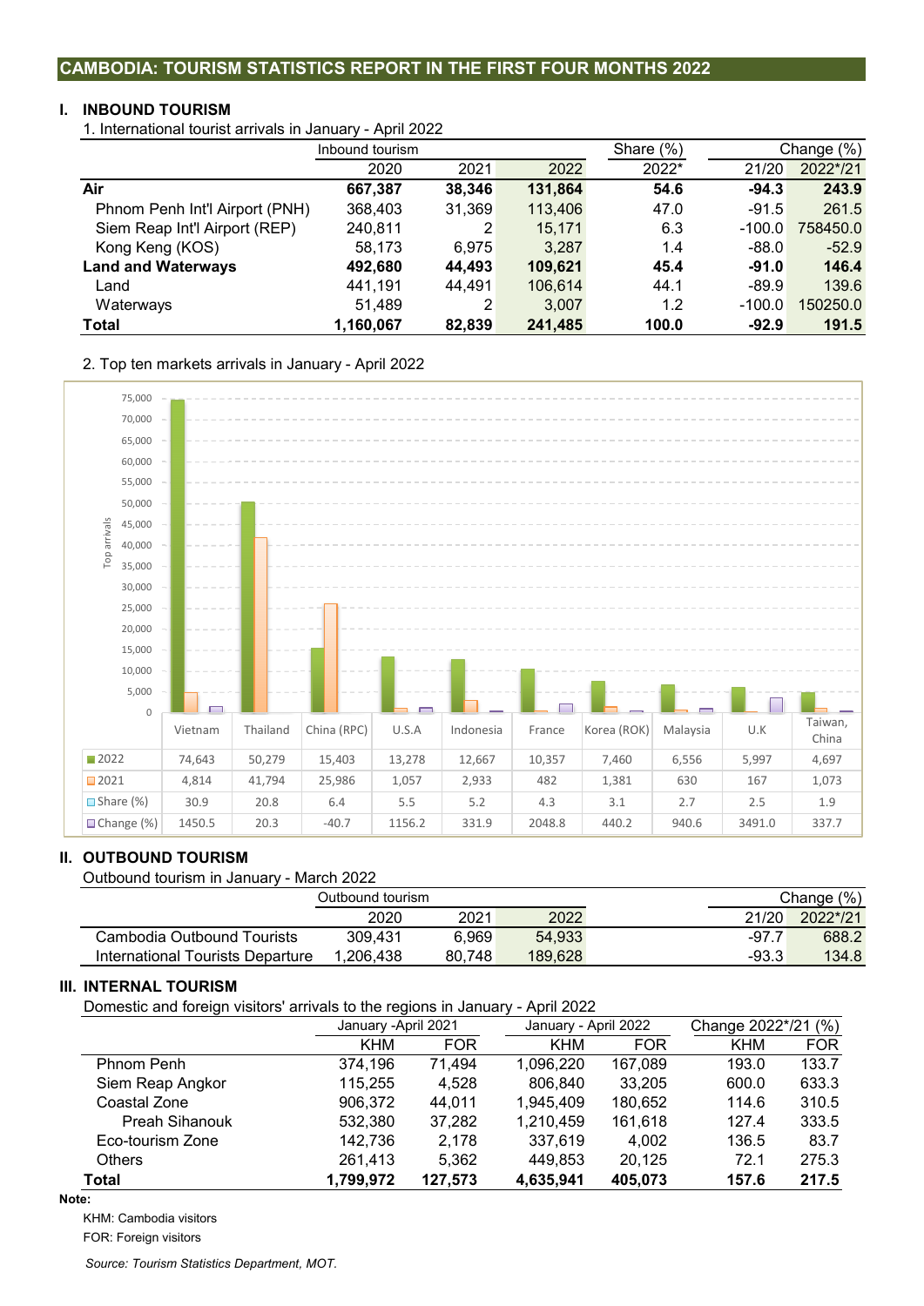## CAMBODIA: TOURISM STATISTICS REPORT IN THE FIRST FOUR MONTHS 2022

### I. INBOUND TOURISM

1. International tourist arrivals in January - April 2022

| | Inbound tourism | | | Share (%) | Change (%) | |
|---|---|---|---|---|---|---|
| | 2020 | 2021 | 2022 | 2022* | 21/20 | 2022*/21 |
| **Air** | **667,387** | **38,346** | **131,864** | **54.6** | **-94.3** | **243.9** |
| Phnom Penh Int'l Airport (PNH) | 368,403 | 31,369 | 113,406 | 47.0 | -91.5 | 261.5 |
| Siem Reap Int'l Airport (REP) | 240,811 | 2 | 15,171 | 6.3 | -100.0 | 758450.0 |
| Kong Keng (KOS) | 58,173 | 6,975 | 3,287 | 1.4 | -88.0 | -52.9 |
| **Land and Waterways** | **492,680** | **44,493** | **109,621** | **45.4** | **-91.0** | **146.4** |
| Land | 441,191 | 44,491 | 106,614 | 44.1 | -89.9 | 139.6 |
| Waterways | 51,489 | 2 | 3,007 | 1.2 | -100.0 | 150250.0 |
| **Total** | **1,160,067** | **82,839** | **241,485** | **100.0** | **-92.9** | **191.5** |

2. Top ten markets arrivals in January - April 2022

| | Vietnam | Thailand | China (RPC) | U.S.A | Indonesia | France | Korea (ROK) | Malaysia | U.K | Taiwan, China |
|---|---|---|---|---|---|---|---|---|---|---|
| 2022 | 74,643 | 50,279 | 15,403 | 13,278 | 12,667 | 10,357 | 7,460 | 6,556 | 5,997 | 4,697 |
| 2021 | 4,814 | 41,794 | 25,986 | 1,057 | 2,933 | 482 | 1,381 | 630 | 167 | 1,073 |
| Share (%) | 30.9 | 20.8 | 6.4 | 5.5 | 5.2 | 4.3 | 3.1 | 2.7 | 2.5 | 1.9 |
| Change (%) | 1450.5 | 20.3 | -40.7 | 1156.2 | 331.9 | 2048.8 | 440.2 | 940.6 | 3491.0 | 337.7 |

### II. OUTBOUND TOURISM

Outbound tourism in January - March 2022

| | Outbound tourism | | | Change (%) | |
|---|---|---|---|---|---|
| | 2020 | 2021 | 2022 | 21/20 | 2022*/21 |
| Cambodia Outbound Tourists | 309,431 | 6,969 | 54,933 | -97.7 | 688.2 |
| International Tourists Departure | 1,206,438 | 80,748 | 189,628 | -93.3 | 134.8 |

### III. INTERNAL TOURISM

Domestic and foreign visitors' arrivals to the regions in January - April 2022

| | January -April 2021 | | January - April 2022 | | Change 2022*/21 (%) | |
|---|---|---|---|---|---|---|
| | KHM | FOR | KHM | FOR | KHM | FOR |
| Phnom Penh | 374,196 | 71,494 | 1,096,220 | 167,089 | 193.0 | 133.7 |
| Siem Reap Angkor | 115,255 | 4,528 | 806,840 | 33,205 | 600.0 | 633.3 |
| Coastal Zone | 906,372 | 44,011 | 1,945,409 | 180,652 | 114.6 | 310.5 |
| Preah Sihanouk | 532,380 | 37,282 | 1,210,459 | 161,618 | 127.4 | 333.5 |
| Eco-tourism Zone | 142,736 | 2,178 | 337,619 | 4,002 | 136.5 | 83.7 |
| Others | 261,413 | 5,362 | 449,853 | 20,125 | 72.1 | 275.3 |
| **Total** | **1,799,972** | **127,573** | **4,635,941** | **405,073** | **157.6** | **217.5** |

**Note:**

KHM: Cambodia visitors

FOR: Foreign visitors

*Source: Tourism Statistics Department, MOT.*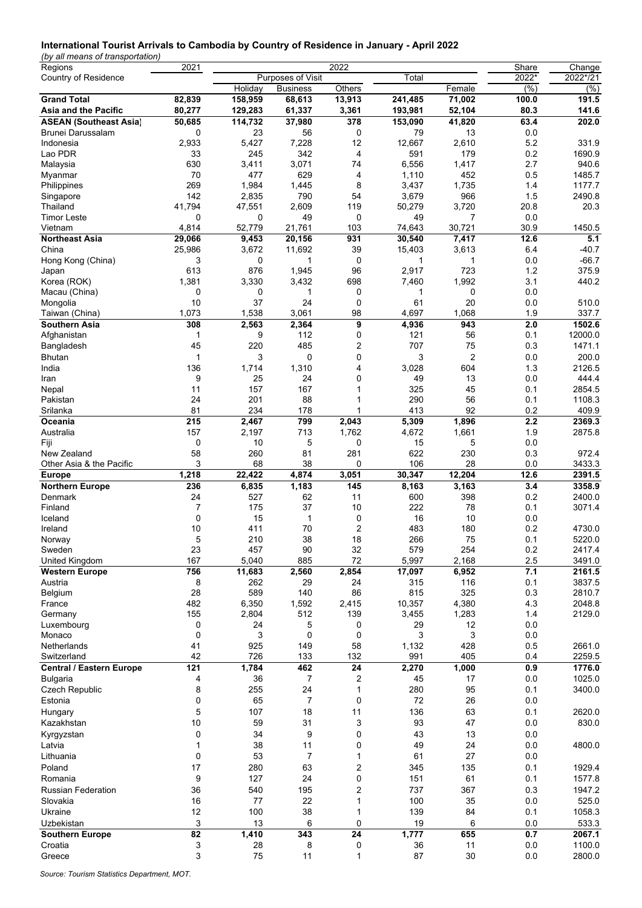**International Tourist Arrivals to Cambodia by Country of Residence in January - April 2022**

*(by all means of transportation)*

| Regions | 2021 | 2022 | | | | | Share | Change |
|---|---|---|---|---|---|---|---|---|
| Country of Residence | | Purposes of Visit | | | Total | | 2022* | 2022*/21 |
| | | Holiday | Business | Others | | Female | (%) | (%) |
| **Grand Total** | **82,839** | **158,959** | **68,613** | **13,913** | **241,485** | **71,002** | **100.0** | **191.5** |
| **Asia and the Pacific** | **80,277** | **129,283** | **61,337** | **3,361** | **193,981** | **52,104** | **80.3** | **141.6** |
| **ASEAN (Southeast Asia)** | **50,685** | **114,732** | **37,980** | **378** | **153,090** | **41,820** | **63.4** | **202.0** |
| Brunei Darussalam | 0 | 23 | 56 | 0 | 79 | 13 | 0.0 | |
| Indonesia | 2,933 | 5,427 | 7,228 | 12 | 12,667 | 2,610 | 5.2 | 331.9 |
| Lao PDR | 33 | 245 | 342 | 4 | 591 | 179 | 0.2 | 1690.9 |
| Malaysia | 630 | 3,411 | 3,071 | 74 | 6,556 | 1,417 | 2.7 | 940.6 |
| Myanmar | 70 | 477 | 629 | 4 | 1,110 | 452 | 0.5 | 1485.7 |
| Philippines | 269 | 1,984 | 1,445 | 8 | 3,437 | 1,735 | 1.4 | 1177.7 |
| Singapore | 142 | 2,835 | 790 | 54 | 3,679 | 966 | 1.5 | 2490.8 |
| Thailand | 41,794 | 47,551 | 2,609 | 119 | 50,279 | 3,720 | 20.8 | 20.3 |
| Timor Leste | 0 | 0 | 49 | 0 | 49 | 7 | 0.0 | |
| Vietnam | 4,814 | 52,779 | 21,761 | 103 | 74,643 | 30,721 | 30.9 | 1450.5 |
| **Northeast Asia** | **29,066** | **9,453** | **20,156** | **931** | **30,540** | **7,417** | **12.6** | **5.1** |
| China | 25,986 | 3,672 | 11,692 | 39 | 15,403 | 3,613 | 6.4 | -40.7 |
| Hong Kong (China) | 3 | 0 | 1 | 0 | 1 | 1 | 0.0 | -66.7 |
| Japan | 613 | 876 | 1,945 | 96 | 2,917 | 723 | 1.2 | 375.9 |
| Korea (ROK) | 1,381 | 3,330 | 3,432 | 698 | 7,460 | 1,992 | 3.1 | 440.2 |
| Macau (China) | 0 | 0 | 1 | 0 | 1 | 0 | 0.0 | |
| Mongolia | 10 | 37 | 24 | 0 | 61 | 20 | 0.0 | 510.0 |
| Taiwan (China) | 1,073 | 1,538 | 3,061 | 98 | 4,697 | 1,068 | 1.9 | 337.7 |
| **Southern Asia** | **308** | **2,563** | **2,364** | **9** | **4,936** | **943** | **2.0** | **1502.6** |
| Afghanistan | 1 | 9 | 112 | 0 | 121 | 56 | 0.1 | 12000.0 |
| Bangladesh | 45 | 220 | 485 | 2 | 707 | 75 | 0.3 | 1471.1 |
| Bhutan | 1 | 3 | 0 | 0 | 3 | 2 | 0.0 | 200.0 |
| India | 136 | 1,714 | 1,310 | 4 | 3,028 | 604 | 1.3 | 2126.5 |
| Iran | 9 | 25 | 24 | 0 | 49 | 13 | 0.0 | 444.4 |
| Nepal | 11 | 157 | 167 | 1 | 325 | 45 | 0.1 | 2854.5 |
| Pakistan | 24 | 201 | 88 | 1 | 290 | 56 | 0.1 | 1108.3 |
| Srilanka | 81 | 234 | 178 | 1 | 413 | 92 | 0.2 | 409.9 |
| **Oceania** | **215** | **2,467** | **799** | **2,043** | **5,309** | **1,896** | **2.2** | **2369.3** |
| Australia | 157 | 2,197 | 713 | 1,762 | 4,672 | 1,661 | 1.9 | 2875.8 |
| Fiji | 0 | 10 | 5 | 0 | 15 | 5 | 0.0 | |
| New Zealand | 58 | 260 | 81 | 281 | 622 | 230 | 0.3 | 972.4 |
| Other Asia & the Pacific | 3 | 68 | 38 | 0 | 106 | 28 | 0.0 | 3433.3 |
| **Europe** | **1,218** | **22,422** | **4,874** | **3,051** | **30,347** | **12,204** | **12.6** | **2391.5** |
| **Northern Europe** | **236** | **6,835** | **1,183** | **145** | **8,163** | **3,163** | **3.4** | **3358.9** |
| Denmark | 24 | 527 | 62 | 11 | 600 | 398 | 0.2 | 2400.0 |
| Finland | 7 | 175 | 37 | 10 | 222 | 78 | 0.1 | 3071.4 |
| Iceland | 0 | 15 | 1 | 0 | 16 | 10 | 0.0 | |
| Ireland | 10 | 411 | 70 | 2 | 483 | 180 | 0.2 | 4730.0 |
| Norway | 5 | 210 | 38 | 18 | 266 | 75 | 0.1 | 5220.0 |
| Sweden | 23 | 457 | 90 | 32 | 579 | 254 | 0.2 | 2417.4 |
| United Kingdom | 167 | 5,040 | 885 | 72 | 5,997 | 2,168 | 2.5 | 3491.0 |
| **Western Europe** | **756** | **11,683** | **2,560** | **2,854** | **17,097** | **6,952** | **7.1** | **2161.5** |
| Austria | 8 | 262 | 29 | 24 | 315 | 116 | 0.1 | 3837.5 |
| Belgium | 28 | 589 | 140 | 86 | 815 | 325 | 0.3 | 2810.7 |
| France | 482 | 6,350 | 1,592 | 2,415 | 10,357 | 4,380 | 4.3 | 2048.8 |
| Germany | 155 | 2,804 | 512 | 139 | 3,455 | 1,283 | 1.4 | 2129.0 |
| Luxembourg | 0 | 24 | 5 | 0 | 29 | 12 | 0.0 | |
| Monaco | 0 | 3 | 0 | 0 | 3 | 3 | 0.0 | |
| Netherlands | 41 | 925 | 149 | 58 | 1,132 | 428 | 0.5 | 2661.0 |
| Switzerland | 42 | 726 | 133 | 132 | 991 | 405 | 0.4 | 2259.5 |
| **Central / Eastern Europe** | **121** | **1,784** | **462** | **24** | **2,270** | **1,000** | **0.9** | **1776.0** |
| Bulgaria | 4 | 36 | 7 | 2 | 45 | 17 | 0.0 | 1025.0 |
| Czech Republic | 8 | 255 | 24 | 1 | 280 | 95 | 0.1 | 3400.0 |
| Estonia | 0 | 65 | 7 | 0 | 72 | 26 | 0.0 | |
| Hungary | 5 | 107 | 18 | 11 | 136 | 63 | 0.1 | 2620.0 |
| Kazakhstan | 10 | 59 | 31 | 3 | 93 | 47 | 0.0 | 830.0 |
| Kyrgyzstan | 0 | 34 | 9 | 0 | 43 | 13 | 0.0 | |
| Latvia | 1 | 38 | 11 | 0 | 49 | 24 | 0.0 | 4800.0 |
| Lithuania | 0 | 53 | 7 | 1 | 61 | 27 | 0.0 | |
| Poland | 17 | 280 | 63 | 2 | 345 | 135 | 0.1 | 1929.4 |
| Romania | 9 | 127 | 24 | 0 | 151 | 61 | 0.1 | 1577.8 |
| Russian Federation | 36 | 540 | 195 | 2 | 737 | 367 | 0.3 | 1947.2 |
| Slovakia | 16 | 77 | 22 | 1 | 100 | 35 | 0.0 | 525.0 |
| Ukraine | 12 | 100 | 38 | 1 | 139 | 84 | 0.1 | 1058.3 |
| Uzbekistan | 3 | 13 | 6 | 0 | 19 | 6 | 0.0 | 533.3 |
| **Southern Europe** | **82** | **1,410** | **343** | **24** | **1,777** | **655** | **0.7** | **2067.1** |
| Croatia | 3 | 28 | 8 | 0 | 36 | 11 | 0.0 | 1100.0 |
| Greece | 3 | 75 | 11 | 1 | 87 | 30 | 0.0 | 2800.0 |

*Source: Tourism Statistics Department, MOT.*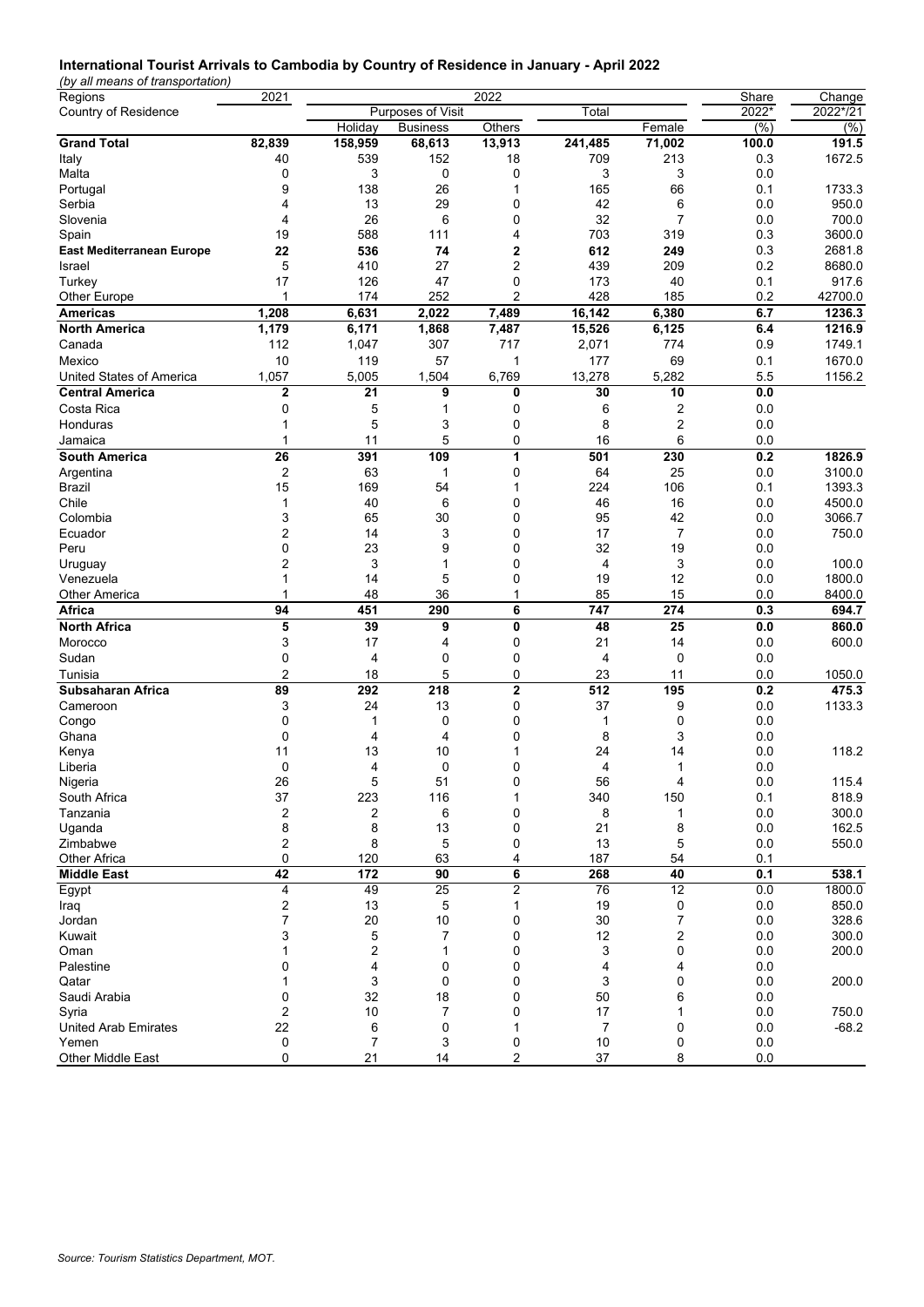**International Tourist Arrivals to Cambodia by Country of Residence in January - April 2022**

*(by all means of transportation)*

| Regions | 2021 | 2022 | | | | | Share | Change |
|---|---|---|---|---|---|---|---|---|
| Country of Residence | | Purposes of Visit | | | Total | | 2022* | 2022*/21 |
| | | Holiday | Business | Others | | Female | (%) | (%) |
| **Grand Total** | **82,839** | **158,959** | **68,613** | **13,913** | **241,485** | **71,002** | **100.0** | **191.5** |
| Italy | 40 | 539 | 152 | 18 | 709 | 213 | 0.3 | 1672.5 |
| Malta | 0 | 3 | 0 | 0 | 3 | 3 | 0.0 | |
| Portugal | 9 | 138 | 26 | 1 | 165 | 66 | 0.1 | 1733.3 |
| Serbia | 4 | 13 | 29 | 0 | 42 | 6 | 0.0 | 950.0 |
| Slovenia | 4 | 26 | 6 | 0 | 32 | 7 | 0.0 | 700.0 |
| Spain | 19 | 588 | 111 | 4 | 703 | 319 | 0.3 | 3600.0 |
| **East Mediterranean Europe** | **22** | **536** | **74** | **2** | **612** | **249** | **0.3** | **2681.8** |
| Israel | 5 | 410 | 27 | 2 | 439 | 209 | 0.2 | 8680.0 |
| Turkey | 17 | 126 | 47 | 0 | 173 | 40 | 0.1 | 917.6 |
| Other Europe | 1 | 174 | 252 | 2 | 428 | 185 | 0.2 | 42700.0 |
| **Americas** | **1,208** | **6,631** | **2,022** | **7,489** | **16,142** | **6,380** | **6.7** | **1236.3** |
| **North America** | **1,179** | **6,171** | **1,868** | **7,487** | **15,526** | **6,125** | **6.4** | **1216.9** |
| Canada | 112 | 1,047 | 307 | 717 | 2,071 | 774 | 0.9 | 1749.1 |
| Mexico | 10 | 119 | 57 | 1 | 177 | 69 | 0.1 | 1670.0 |
| United States of America | 1,057 | 5,005 | 1,504 | 6,769 | 13,278 | 5,282 | 5.5 | 1156.2 |
| **Central America** | **2** | **21** | **9** | **0** | **30** | **10** | **0.0** | |
| Costa Rica | 0 | 5 | 1 | 0 | 6 | 2 | 0.0 | |
| Honduras | 1 | 5 | 3 | 0 | 8 | 2 | 0.0 | |
| Jamaica | 1 | 11 | 5 | 0 | 16 | 6 | 0.0 | |
| **South America** | **26** | **391** | **109** | **1** | **501** | **230** | **0.2** | **1826.9** |
| Argentina | 2 | 63 | 1 | 0 | 64 | 25 | 0.0 | 3100.0 |
| Brazil | 15 | 169 | 54 | 1 | 224 | 106 | 0.1 | 1393.3 |
| Chile | 1 | 40 | 6 | 0 | 46 | 16 | 0.0 | 4500.0 |
| Colombia | 3 | 65 | 30 | 0 | 95 | 42 | 0.0 | 3066.7 |
| Ecuador | 2 | 14 | 3 | 0 | 17 | 7 | 0.0 | 750.0 |
| Peru | 0 | 23 | 9 | 0 | 32 | 19 | 0.0 | |
| Uruguay | 2 | 3 | 1 | 0 | 4 | 3 | 0.0 | 100.0 |
| Venezuela | 1 | 14 | 5 | 0 | 19 | 12 | 0.0 | 1800.0 |
| Other America | 1 | 48 | 36 | 1 | 85 | 15 | 0.0 | 8400.0 |
| **Africa** | **94** | **451** | **290** | **6** | **747** | **274** | **0.3** | **694.7** |
| **North Africa** | **5** | **39** | **9** | **0** | **48** | **25** | **0.0** | **860.0** |
| Morocco | 3 | 17 | 4 | 0 | 21 | 14 | 0.0 | 600.0 |
| Sudan | 0 | 4 | 0 | 0 | 4 | 0 | 0.0 | |
| Tunisia | 2 | 18 | 5 | 0 | 23 | 11 | 0.0 | 1050.0 |
| **Subsaharan Africa** | **89** | **292** | **218** | **2** | **512** | **195** | **0.2** | **475.3** |
| Cameroon | 3 | 24 | 13 | 0 | 37 | 9 | 0.0 | 1133.3 |
| Congo | 0 | 1 | 0 | 0 | 1 | 0 | 0.0 | |
| Ghana | 0 | 4 | 4 | 0 | 8 | 3 | 0.0 | |
| Kenya | 11 | 13 | 10 | 1 | 24 | 14 | 0.0 | 118.2 |
| Liberia | 0 | 4 | 0 | 0 | 4 | 1 | 0.0 | |
| Nigeria | 26 | 5 | 51 | 0 | 56 | 4 | 0.0 | 115.4 |
| South Africa | 37 | 223 | 116 | 1 | 340 | 150 | 0.1 | 818.9 |
| Tanzania | 2 | 2 | 6 | 0 | 8 | 1 | 0.0 | 300.0 |
| Uganda | 8 | 8 | 13 | 0 | 21 | 8 | 0.0 | 162.5 |
| Zimbabwe | 2 | 8 | 5 | 0 | 13 | 5 | 0.0 | 550.0 |
| Other Africa | 0 | 120 | 63 | 4 | 187 | 54 | 0.1 | |
| **Middle East** | **42** | **172** | **90** | **6** | **268** | **40** | **0.1** | **538.1** |
| Egypt | 4 | 49 | 25 | 2 | 76 | 12 | 0.0 | 1800.0 |
| Iraq | 2 | 13 | 5 | 1 | 19 | 0 | 0.0 | 850.0 |
| Jordan | 7 | 20 | 10 | 0 | 30 | 7 | 0.0 | 328.6 |
| Kuwait | 3 | 5 | 7 | 0 | 12 | 2 | 0.0 | 300.0 |
| Oman | 1 | 2 | 1 | 0 | 3 | 0 | 0.0 | 200.0 |
| Palestine | 0 | 4 | 0 | 0 | 4 | 4 | 0.0 | |
| Qatar | 1 | 3 | 0 | 0 | 3 | 0 | 0.0 | 200.0 |
| Saudi Arabia | 0 | 32 | 18 | 0 | 50 | 6 | 0.0 | |
| Syria | 2 | 10 | 7 | 0 | 17 | 1 | 0.0 | 750.0 |
| United Arab Emirates | 22 | 6 | 0 | 1 | 7 | 0 | 0.0 | -68.2 |
| Yemen | 0 | 7 | 3 | 0 | 10 | 0 | 0.0 | |
| Other Middle East | 0 | 21 | 14 | 2 | 37 | 8 | 0.0 | |

*Source: Tourism Statistics Department, MOT.*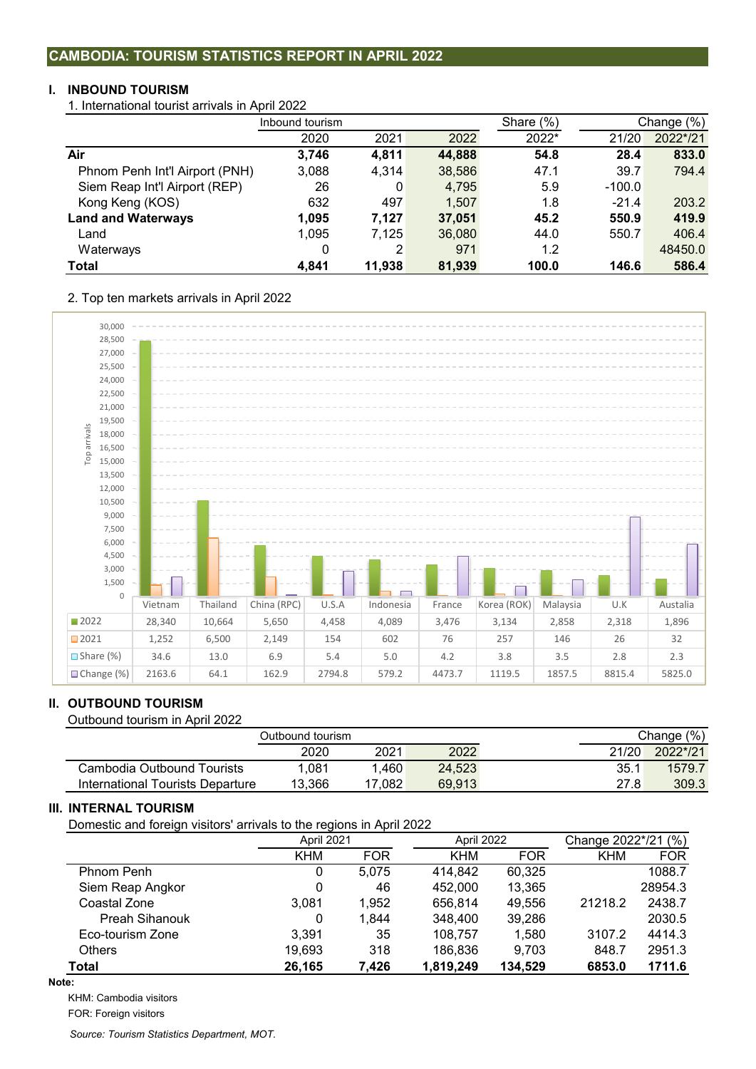## CAMBODIA: TOURISM STATISTICS REPORT IN APRIL 2022

### I. INBOUND TOURISM

1. International tourist arrivals in April 2022

| | Inbound tourism | | | Share (%) | Change (%) | |
|---|---|---|---|---|---|---|
| | 2020 | 2021 | 2022 | 2022* | 21/20 | 2022*/21 |
| **Air** | **3,746** | **4,811** | **44,888** | **54.8** | **28.4** | **833.0** |
| Phnom Penh Int'l Airport (PNH) | 3,088 | 4,314 | 38,586 | 47.1 | 39.7 | 794.4 |
| Siem Reap Int'l Airport (REP) | 26 | 0 | 4,795 | 5.9 | -100.0 | |
| Kong Keng (KOS) | 632 | 497 | 1,507 | 1.8 | -21.4 | 203.2 |
| **Land and Waterways** | **1,095** | **7,127** | **37,051** | **45.2** | **550.9** | **419.9** |
| Land | 1,095 | 7,125 | 36,080 | 44.0 | 550.7 | 406.4 |
| Waterways | 0 | 2 | 971 | 1.2 | | 48450.0 |
| **Total** | **4,841** | **11,938** | **81,939** | **100.0** | **146.6** | **586.4** |

2. Top ten markets arrivals in April 2022

| | Vietnam | Thailand | China (RPC) | U.S.A | Indonesia | France | Korea (ROK) | Malaysia | U.K | Austalia |
|---|---|---|---|---|---|---|---|---|---|---|
| 2022 | 28,340 | 10,664 | 5,650 | 4,458 | 4,089 | 3,476 | 3,134 | 2,858 | 2,318 | 1,896 |
| 2021 | 1,252 | 6,500 | 2,149 | 154 | 602 | 76 | 257 | 146 | 26 | 32 |
| Share (%) | 34.6 | 13.0 | 6.9 | 5.4 | 5.0 | 4.2 | 3.8 | 3.5 | 2.8 | 2.3 |
| Change (%) | 2163.6 | 64.1 | 162.9 | 2794.8 | 579.2 | 4473.7 | 1119.5 | 1857.5 | 8815.4 | 5825.0 |

### II. OUTBOUND TOURISM

Outbound tourism in April 2022

| | Outbound tourism | | | Change (%) | |
|---|---|---|---|---|---|
| | 2020 | 2021 | 2022 | 21/20 | 2022*/21 |
| Cambodia Outbound Tourists | 1,081 | 1,460 | 24,523 | 35.1 | 1579.7 |
| International Tourists Departure | 13,366 | 17,082 | 69,913 | 27.8 | 309.3 |

### III. INTERNAL TOURISM

Domestic and foreign visitors' arrivals to the regions in April 2022

| | April 2021 | | April 2022 | | Change 2022*/21 (%) | |
|---|---|---|---|---|---|---|
| | KHM | FOR | KHM | FOR | KHM | FOR |
| Phnom Penh | 0 | 5,075 | 414,842 | 60,325 | | 1088.7 |
| Siem Reap Angkor | 0 | 46 | 452,000 | 13,365 | | 28954.3 |
| Coastal Zone | 3,081 | 1,952 | 656,814 | 49,556 | 21218.2 | 2438.7 |
| Preah Sihanouk | 0 | 1,844 | 348,400 | 39,286 | | 2030.5 |
| Eco-tourism Zone | 3,391 | 35 | 108,757 | 1,580 | 3107.2 | 4414.3 |
| Others | 19,693 | 318 | 186,836 | 9,703 | 848.7 | 2951.3 |
| **Total** | **26,165** | **7,426** | **1,819,249** | **134,529** | **6853.0** | **1711.6** |

**Note:**

KHM: Cambodia visitors

FOR: Foreign visitors

*Source: Tourism Statistics Department, MOT.*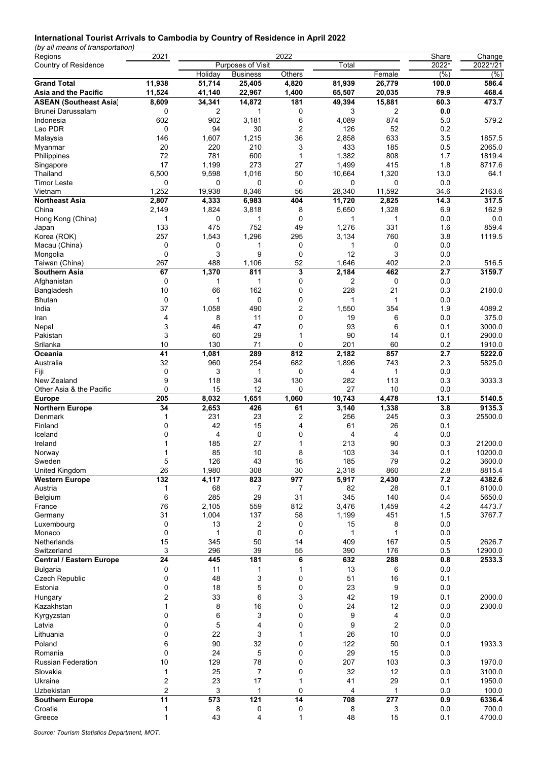**International Tourist Arrivals to Cambodia by Country of Residence in April 2022**

*(by all means of transportation)*

| Regions | 2021 | 2022 | | | | | Share | Change |
|---|---|---|---|---|---|---|---|---|
| Country of Residence | | Purposes of Visit | | | Total | | 2022* | 2022*/21 |
| | | Holiday | Business | Others | | Female | (%) | (%) |
| **Grand Total** | **11,938** | **51,714** | **25,405** | **4,820** | **81,939** | **26,779** | **100.0** | **586.4** |
| **Asia and the Pacific** | **11,524** | **41,140** | **22,967** | **1,400** | **65,507** | **20,035** | **79.9** | **468.4** |
| **ASEAN (Southeast Asia)** | **8,609** | **34,341** | **14,872** | **181** | **49,394** | **15,881** | **60.3** | **473.7** |
| Brunei Darussalam | 0 | 2 | 1 | 0 | 3 | 2 | 0.0 | |
| Indonesia | 602 | 902 | 3,181 | 6 | 4,089 | 874 | 5.0 | 579.2 |
| Lao PDR | 0 | 94 | 30 | 2 | 126 | 52 | 0.2 | |
| Malaysia | 146 | 1,607 | 1,215 | 36 | 2,858 | 633 | 3.5 | 1857.5 |
| Myanmar | 20 | 220 | 210 | 3 | 433 | 185 | 0.5 | 2065.0 |
| Philippines | 72 | 781 | 600 | 1 | 1,382 | 808 | 1.7 | 1819.4 |
| Singapore | 17 | 1,199 | 273 | 27 | 1,499 | 415 | 1.8 | 8717.6 |
| Thailand | 6,500 | 9,598 | 1,016 | 50 | 10,664 | 1,320 | 13.0 | 64.1 |
| Timor Leste | 0 | 0 | 0 | 0 | 0 | 0 | 0.0 | |
| Vietnam | 1,252 | 19,938 | 8,346 | 56 | 28,340 | 11,592 | 34.6 | 2163.6 |
| **Northeast Asia** | **2,807** | **4,333** | **6,983** | **404** | **11,720** | **2,825** | **14.3** | **317.5** |
| China | 2,149 | 1,824 | 3,818 | 8 | 5,650 | 1,328 | 6.9 | 162.9 |
| Hong Kong (China) | 1 | 0 | 1 | 0 | 1 | 1 | 0.0 | 0.0 |
| Japan | 133 | 475 | 752 | 49 | 1,276 | 331 | 1.6 | 859.4 |
| Korea (ROK) | 257 | 1,543 | 1,296 | 295 | 3,134 | 760 | 3.8 | 1119.5 |
| Macau (China) | 0 | 0 | 1 | 0 | 1 | 0 | 0.0 | |
| Mongolia | 0 | 3 | 9 | 0 | 12 | 3 | 0.0 | |
| Taiwan (China) | 267 | 488 | 1,106 | 52 | 1,646 | 402 | 2.0 | 516.5 |
| **Southern Asia** | **67** | **1,370** | **811** | **3** | **2,184** | **462** | **2.7** | **3159.7** |
| Afghanistan | 0 | 1 | 1 | 0 | 2 | 0 | 0.0 | |
| Bangladesh | 10 | 66 | 162 | 0 | 228 | 21 | 0.3 | 2180.0 |
| Bhutan | 0 | 1 | 0 | 0 | 1 | 1 | 0.0 | |
| India | 37 | 1,058 | 490 | 2 | 1,550 | 354 | 1.9 | 4089.2 |
| Iran | 4 | 8 | 11 | 0 | 19 | 6 | 0.0 | 375.0 |
| Nepal | 3 | 46 | 47 | 0 | 93 | 6 | 0.1 | 3000.0 |
| Pakistan | 3 | 60 | 29 | 1 | 90 | 14 | 0.1 | 2900.0 |
| Srilanka | 10 | 130 | 71 | 0 | 201 | 60 | 0.2 | 1910.0 |
| **Oceania** | **41** | **1,081** | **289** | **812** | **2,182** | **857** | **2.7** | **5222.0** |
| Australia | 32 | 960 | 254 | 682 | 1,896 | 743 | 2.3 | 5825.0 |
| Fiji | 0 | 3 | 1 | 0 | 4 | 1 | 0.0 | |
| New Zealand | 9 | 118 | 34 | 130 | 282 | 113 | 0.3 | 3033.3 |
| Other Asia & the Pacific | 0 | 15 | 12 | 0 | 27 | 10 | 0.0 | |
| **Europe** | **205** | **8,032** | **1,651** | **1,060** | **10,743** | **4,478** | **13.1** | **5140.5** |
| **Northern Europe** | **34** | **2,653** | **426** | **61** | **3,140** | **1,338** | **3.8** | **9135.3** |
| Denmark | 1 | 231 | 23 | 2 | 256 | 245 | 0.3 | 25500.0 |
| Finland | 0 | 42 | 15 | 4 | 61 | 26 | 0.1 | |
| Iceland | 0 | 4 | 0 | 0 | 4 | 4 | 0.0 | |
| Ireland | 1 | 185 | 27 | 1 | 213 | 90 | 0.3 | 21200.0 |
| Norway | 1 | 85 | 10 | 8 | 103 | 34 | 0.1 | 10200.0 |
| Sweden | 5 | 126 | 43 | 16 | 185 | 79 | 0.2 | 3600.0 |
| United Kingdom | 26 | 1,980 | 308 | 30 | 2,318 | 860 | 2.8 | 8815.4 |
| **Western Europe** | **132** | **4,117** | **823** | **977** | **5,917** | **2,430** | **7.2** | **4382.6** |
| Austria | 1 | 68 | 7 | 7 | 82 | 28 | 0.1 | 8100.0 |
| Belgium | 6 | 285 | 29 | 31 | 345 | 140 | 0.4 | 5650.0 |
| France | 76 | 2,105 | 559 | 812 | 3,476 | 1,459 | 4.2 | 4473.7 |
| Germany | 31 | 1,004 | 137 | 58 | 1,199 | 451 | 1.5 | 3767.7 |
| Luxembourg | 0 | 13 | 2 | 0 | 15 | 8 | 0.0 | |
| Monaco | 0 | 1 | 0 | 0 | 1 | 1 | 0.0 | |
| Netherlands | 15 | 345 | 50 | 14 | 409 | 167 | 0.5 | 2626.7 |
| Switzerland | 3 | 296 | 39 | 55 | 390 | 176 | 0.5 | 12900.0 |
| **Central / Eastern Europe** | **24** | **445** | **181** | **6** | **632** | **288** | **0.8** | **2533.3** |
| Bulgaria | 0 | 11 | 1 | 1 | 13 | 6 | 0.0 | |
| Czech Republic | 0 | 48 | 3 | 0 | 51 | 16 | 0.1 | |
| Estonia | 0 | 18 | 5 | 0 | 23 | 9 | 0.0 | |
| Hungary | 2 | 33 | 6 | 3 | 42 | 19 | 0.1 | 2000.0 |
| Kazakhstan | 1 | 8 | 16 | 0 | 24 | 12 | 0.0 | 2300.0 |
| Kyrgyzstan | 0 | 6 | 3 | 0 | 9 | 4 | 0.0 | |
| Latvia | 0 | 5 | 4 | 0 | 9 | 2 | 0.0 | |
| Lithuania | 0 | 22 | 3 | 1 | 26 | 10 | 0.0 | |
| Poland | 6 | 90 | 32 | 0 | 122 | 50 | 0.1 | 1933.3 |
| Romania | 0 | 24 | 5 | 0 | 29 | 15 | 0.0 | |
| Russian Federation | 10 | 129 | 78 | 0 | 207 | 103 | 0.3 | 1970.0 |
| Slovakia | 1 | 25 | 7 | 0 | 32 | 12 | 0.0 | 3100.0 |
| Ukraine | 2 | 23 | 17 | 1 | 41 | 29 | 0.1 | 1950.0 |
| Uzbekistan | 2 | 3 | 1 | 0 | 4 | 1 | 0.0 | 100.0 |
| **Southern Europe** | **11** | **573** | **121** | **14** | **708** | **277** | **0.9** | **6336.4** |
| Croatia | 1 | 8 | 0 | 0 | 8 | 3 | 0.0 | 700.0 |
| Greece | 1 | 43 | 4 | 1 | 48 | 15 | 0.1 | 4700.0 |

*Source: Tourism Statistics Department, MOT.*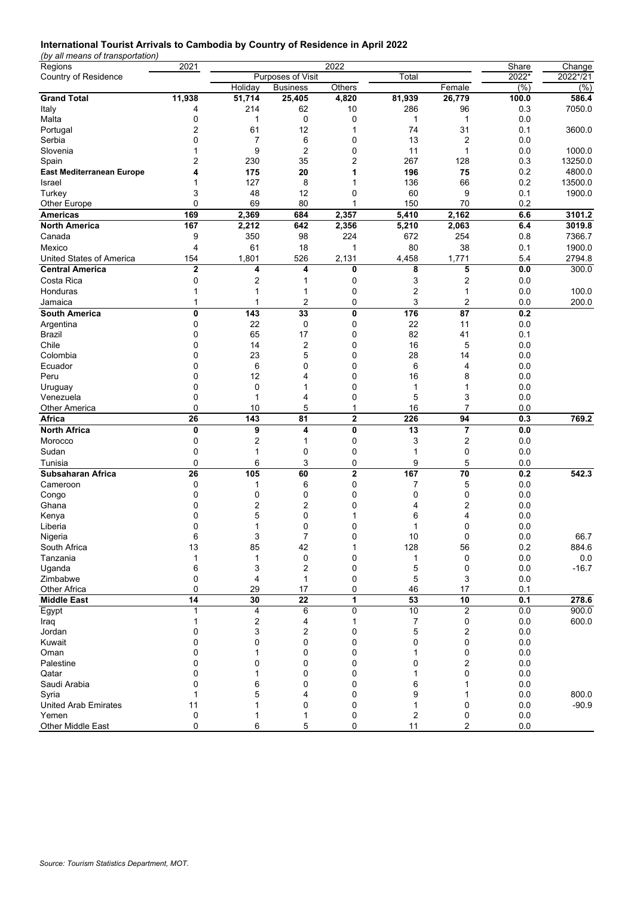# International Tourist Arrivals to Cambodia by Country of Residence in April 2022

*(by all means of transportation)*

| Regions | 2021 | 2022 | | | | | Share | Change |
|---|---|---|---|---|---|---|---|---|
| Country of Residence | | Purposes of Visit | | | Total | | 2022* | 2022*/21 |
| | | Holiday | Business | Others | | Female | (%) | (%) |
| **Grand Total** | **11,938** | **51,714** | **25,405** | **4,820** | **81,939** | **26,779** | **100.0** | **586.4** |
| Italy | 4 | 214 | 62 | 10 | 286 | 96 | 0.3 | 7050.0 |
| Malta | 0 | 1 | 0 | 0 | 1 | 1 | 0.0 | |
| Portugal | 2 | 61 | 12 | 1 | 74 | 31 | 0.1 | 3600.0 |
| Serbia | 0 | 7 | 6 | 0 | 13 | 2 | 0.0 | |
| Slovenia | 1 | 9 | 2 | 0 | 11 | 1 | 0.0 | 1000.0 |
| Spain | 2 | 230 | 35 | 2 | 267 | 128 | 0.3 | 13250.0 |
| **East Mediterranean Europe** | **4** | **175** | **20** | **1** | **196** | **75** | **0.2** | 4800.0 |
| Israel | 1 | 127 | 8 | 1 | 136 | 66 | 0.2 | 13500.0 |
| Turkey | 3 | 48 | 12 | 0 | 60 | 9 | 0.1 | 1900.0 |
| Other Europe | 0 | 69 | 80 | 1 | 150 | 70 | 0.2 | |
| **Americas** | **169** | **2,369** | **684** | **2,357** | **5,410** | **2,162** | **6.6** | **3101.2** |
| **North America** | **167** | **2,212** | **642** | **2,356** | **5,210** | **2,063** | **6.4** | **3019.8** |
| Canada | 9 | 350 | 98 | 224 | 672 | 254 | 0.8 | 7366.7 |
| Mexico | 4 | 61 | 18 | 1 | 80 | 38 | 0.1 | 1900.0 |
| United States of America | 154 | 1,801 | 526 | 2,131 | 4,458 | 1,771 | 5.4 | 2794.8 |
| **Central America** | **2** | **4** | **4** | **0** | **8** | **5** | **0.0** | 300.0 |
| Costa Rica | 0 | 2 | 1 | 0 | 3 | 2 | 0.0 | |
| Honduras | 1 | 1 | 1 | 0 | 2 | 1 | 0.0 | 100.0 |
| Jamaica | 1 | 1 | 2 | 0 | 3 | 2 | 0.0 | 200.0 |
| **South America** | **0** | **143** | **33** | **0** | **176** | **87** | **0.2** | |
| Argentina | 0 | 22 | 0 | 0 | 22 | 11 | 0.0 | |
| Brazil | 0 | 65 | 17 | 0 | 82 | 41 | 0.1 | |
| Chile | 0 | 14 | 2 | 0 | 16 | 5 | 0.0 | |
| Colombia | 0 | 23 | 5 | 0 | 28 | 14 | 0.0 | |
| Ecuador | 0 | 6 | 0 | 0 | 6 | 4 | 0.0 | |
| Peru | 0 | 12 | 4 | 0 | 16 | 8 | 0.0 | |
| Uruguay | 0 | 0 | 1 | 0 | 1 | 1 | 0.0 | |
| Venezuela | 0 | 1 | 4 | 0 | 5 | 3 | 0.0 | |
| Other America | 0 | 10 | 5 | 1 | 16 | 7 | 0.0 | |
| **Africa** | **26** | **143** | **81** | **2** | **226** | **94** | **0.3** | **769.2** |
| **North Africa** | **0** | **9** | **4** | **0** | **13** | **7** | **0.0** | |
| Morocco | 0 | 2 | 1 | 0 | 3 | 2 | 0.0 | |
| Sudan | 0 | 1 | 0 | 0 | 1 | 0 | 0.0 | |
| Tunisia | 0 | 6 | 3 | 0 | 9 | 5 | 0.0 | |
| **Subsaharan Africa** | **26** | **105** | **60** | **2** | **167** | **70** | **0.2** | **542.3** |
| Cameroon | 0 | 1 | 6 | 0 | 7 | 5 | 0.0 | |
| Congo | 0 | 0 | 0 | 0 | 0 | 0 | 0.0 | |
| Ghana | 0 | 2 | 2 | 0 | 4 | 2 | 0.0 | |
| Kenya | 0 | 5 | 0 | 1 | 6 | 4 | 0.0 | |
| Liberia | 0 | 1 | 0 | 0 | 1 | 0 | 0.0 | |
| Nigeria | 6 | 3 | 7 | 0 | 10 | 0 | 0.0 | 66.7 |
| South Africa | 13 | 85 | 42 | 1 | 128 | 56 | 0.2 | 884.6 |
| Tanzania | 1 | 1 | 0 | 0 | 1 | 0 | 0.0 | 0.0 |
| Uganda | 6 | 3 | 2 | 0 | 5 | 0 | 0.0 | -16.7 |
| Zimbabwe | 0 | 4 | 1 | 0 | 5 | 3 | 0.0 | |
| Other Africa | 0 | 29 | 17 | 0 | 46 | 17 | 0.1 | |
| **Middle East** | **14** | **30** | **22** | **1** | **53** | **10** | **0.1** | **278.6** |
| Egypt | 1 | 4 | 6 | 0 | 10 | 2 | 0.0 | 900.0 |
| Iraq | 1 | 2 | 4 | 1 | 7 | 0 | 0.0 | 600.0 |
| Jordan | 0 | 3 | 2 | 0 | 5 | 2 | 0.0 | |
| Kuwait | 0 | 0 | 0 | 0 | 0 | 0 | 0.0 | |
| Oman | 0 | 1 | 0 | 0 | 1 | 0 | 0.0 | |
| Palestine | 0 | 0 | 0 | 0 | 0 | 2 | 0.0 | |
| Qatar | 0 | 1 | 0 | 0 | 1 | 0 | 0.0 | |
| Saudi Arabia | 0 | 6 | 0 | 0 | 6 | 1 | 0.0 | |
| Syria | 1 | 5 | 4 | 0 | 9 | 1 | 0.0 | 800.0 |
| United Arab Emirates | 11 | 1 | 0 | 0 | 1 | 0 | 0.0 | -90.9 |
| Yemen | 0 | 1 | 1 | 0 | 2 | 0 | 0.0 | |
| Other Middle East | 0 | 6 | 5 | 0 | 11 | 2 | 0.0 | |

*Source: Tourism Statistics Department, MOT.*